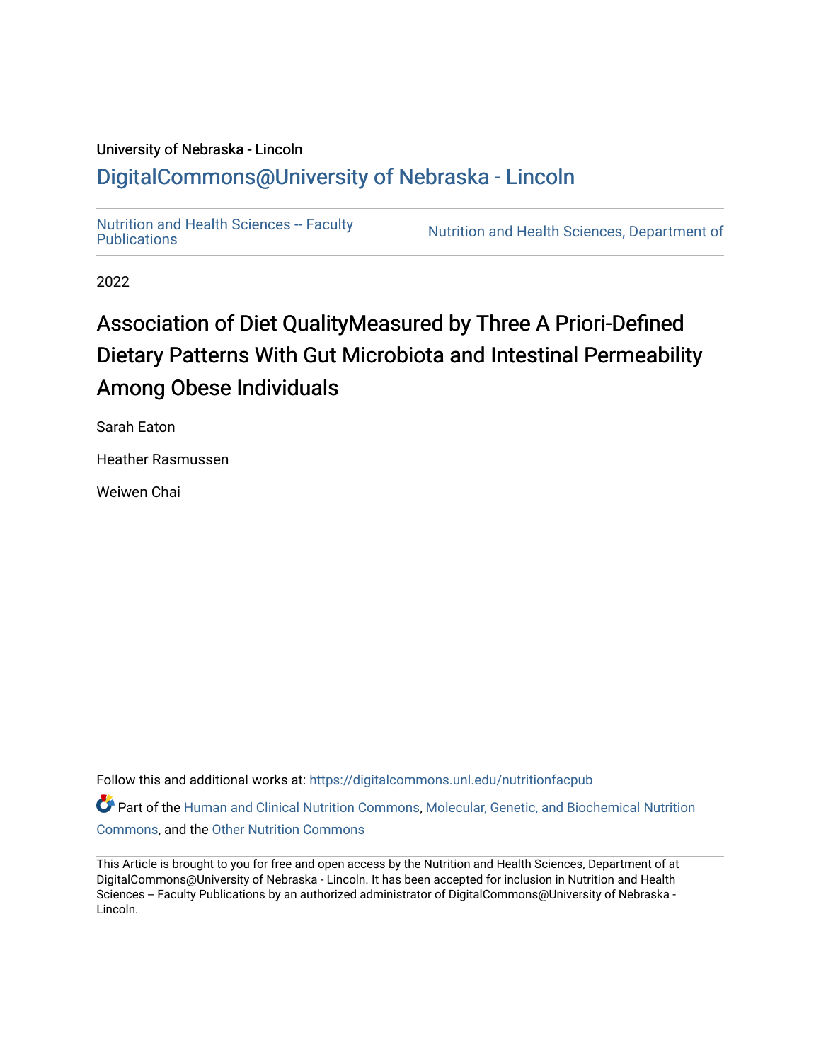University of Nebraska - Lincoln

## DigitalCommons@University of Nebraska - Lincoln

Nutrition and Health Sciences -- Faculty Publications

Nutrition and Health Sciences, Department of

2022

# Association of Diet QualityMeasured by Three A Priori-Defined Dietary Patterns With Gut Microbiota and Intestinal Permeability Among Obese Individuals

Sarah Eaton

Heather Rasmussen

Weiwen Chai

Follow this and additional works at: https://digitalcommons.unl.edu/nutritionfacpub

Part of the Human and Clinical Nutrition Commons, Molecular, Genetic, and Biochemical Nutrition Commons, and the Other Nutrition Commons

This Article is brought to you for free and open access by the Nutrition and Health Sciences, Department of at DigitalCommons@University of Nebraska - Lincoln. It has been accepted for inclusion in Nutrition and Health Sciences -- Faculty Publications by an authorized administrator of DigitalCommons@University of Nebraska - Lincoln.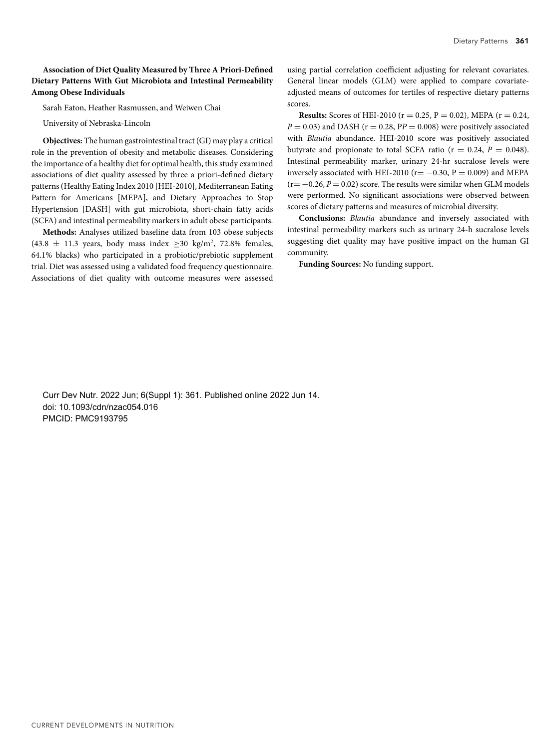## Association of Diet Quality Measured by Three A Priori-Defined Dietary Patterns With Gut Microbiota and Intestinal Permeability Among Obese Individuals

Sarah Eaton, Heather Rasmussen, and Weiwen Chai

University of Nebraska-Lincoln

**Objectives:** The human gastrointestinal tract (GI) may play a critical role in the prevention of obesity and metabolic diseases. Considering the importance of a healthy diet for optimal health, this study examined associations of diet quality assessed by three a priori-defined dietary patterns (Healthy Eating Index 2010 [HEI-2010], Mediterranean Eating Pattern for Americans [MEPA], and Dietary Approaches to Stop Hypertension [DASH] with gut microbiota, short-chain fatty acids (SCFA) and intestinal permeability markers in adult obese participants.

**Methods:** Analyses utilized baseline data from 103 obese subjects ($43.8 \pm 11.3$ years, body mass index $\geq 30$ kg/m$^2$, 72.8% females, 64.1% blacks) who participated in a probiotic/prebiotic supplement trial. Diet was assessed using a validated food frequency questionnaire. Associations of diet quality with outcome measures were assessed using partial correlation coefficient adjusting for relevant covariates. General linear models (GLM) were applied to compare covariate-adjusted means of outcomes for tertiles of respective dietary patterns scores.

**Results:** Scores of HEI-2010 ($r = 0.25$, $P = 0.02$), MEPA ($r = 0.24$, $P = 0.03$) and DASH ($r = 0.28$, P$P = 0.008$) were positively associated with *Blautia* abundance. HEI-2010 score was positively associated butyrate and propionate to total SCFA ratio ($r = 0.24$, $P = 0.048$). Intestinal permeability marker, urinary 24-hr sucralose levels were inversely associated with HEI-2010 ($r = -0.30$, $P = 0.009$) and MEPA ($r = -0.26$, $P = 0.02$) score. The results were similar when GLM models were performed. No significant associations were observed between scores of dietary patterns and measures of microbial diversity.

**Conclusions:** *Blautia* abundance and inversely associated with intestinal permeability markers such as urinary 24-h sucralose levels suggesting diet quality may have positive impact on the human GI community.

**Funding Sources:** No funding support.

Curr Dev Nutr. 2022 Jun; 6(Suppl 1): 361. Published online 2022 Jun 14.
doi: 10.1093/cdn/nzac054.016
PMCID: PMC9193795